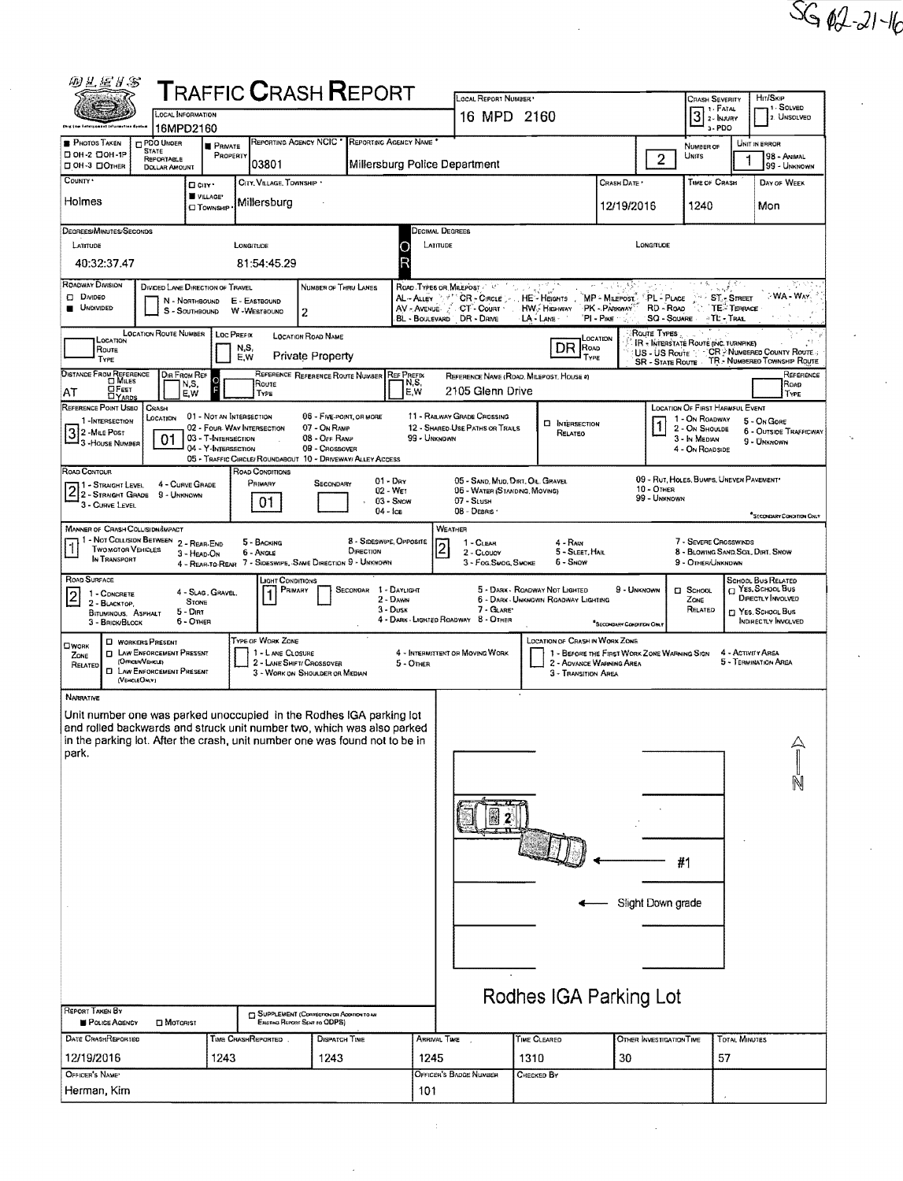SG 02-21-16

# TRAFFIC CRASH REPORT

| Field | Value |
|---|---|
| Local Information | 16MPD2160 |
| Local Report Number | 16 MPD 2160 |
| Crash Severity | 3 (1 - Fatal, 2 - Injury, 3 - PDO) |
| Hit/Skip | 1 - Solved, 2 - Unsolved |
| Photos Taken | OH-2, OH-1P, OH-3, Other |
| PDO Under State Reportable Dollar Amount | |
| Private Property | ■ |
| Reporting Agency NCIC | 03801 |
| Reporting Agency Name | Millersburg Police Department |
| Number of Units | 2 |
| Unit in Error | 1 (98 - Animal, 99 - Unknown) |
| County | Holmes |
| City, Village, Township | ■ Village — Millersburg |
| Crash Date | 12/19/2016 |
| Time of Crash | 1240 |
| Day of Week | Mon |
| Latitude (Degrees/Minutes/Seconds) | 40:32:37.47 |
| Longitude (Degrees/Minutes/Seconds) | 81:54:45.29 |
| Roadway Division | ■ Undivided |
| Number of Thru Lanes | 2 |
| Location Road Name | Private Property |
| Location Road Type | DR |
| Distance From Reference | AT |
| Reference Name (Road, Milepost, House #) | 2105 Glenn Drive |
| Reference Point Used | 3 - House Number |
| Crash Location | 01 - Not an Intersection |
| Location of First Harmful Event | 1 - On Roadway |
| Road Contour | 2 - Straight Grade |
| Road Conditions (Primary) | 01 - Dry |
| Manner of Crash Collision/Impact | 1 - Not Collision Between Two Motor Vehicles in Transport |
| Weather | 2 - Cloudy |
| Road Surface | 2 - Blacktop, Bituminous, Asphalt |
| Light Conditions (Primary) | 1 - Daylight |

## Narrative

Unit number one was parked unoccupied in the Rodhes IGA parking lot and rolled backwards and struck unit number two, which was also parked in the parking lot. After the crash, unit number one was found not to be in park.

Diagram labels: N, 2, #1, Slight Down grade, Rodhes IGA Parking Lot

| Field | Value |
|---|---|
| Report Taken By | ■ Police Agency |
| Date Crash Reported | 12/19/2016 |
| Time Crash Reported | 1243 |
| Dispatch Time | 1243 |
| Arrival Time | 1245 |
| Time Cleared | 1310 |
| Other Investigation Time | 30 |
| Total Minutes | 57 |
| Officer's Name | Herman, Kim |
| Officer's Badge Number | 101 |
| Checked By | |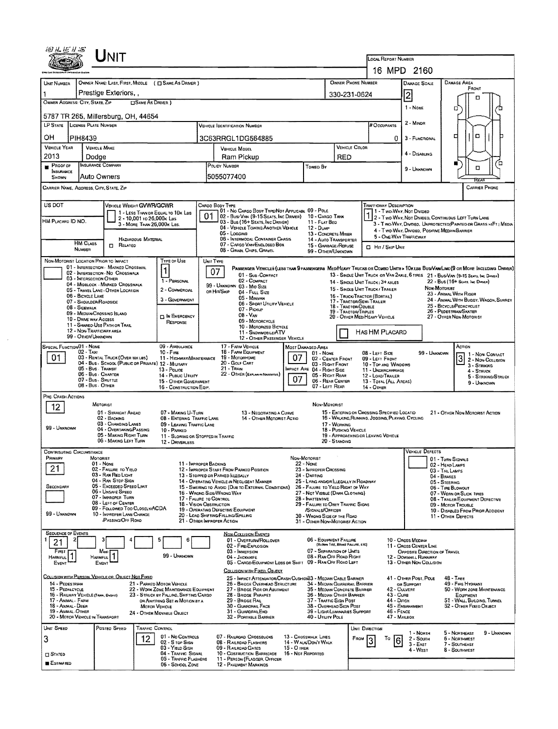# Unit

| Local Report Number |
|---|
| 16 MPD 2160 |

| Unit Number | Owner Name: Last, First, Middle (☐ Same As Driver) | Owner Phone Number | Damage Scale | Damage Area |
|---|---|---|---|---|
| 1 | Prestige Exteriors, , | 330-231-0624 | 2 | Front |

**Owner Address: City, State, Zip** ☐ Same As Driver

5787 TR 265, Millersburg, OH, 44654

Damage Scale: 1 - None; 2 - Minor; 3 - Functional; 4 - Disabling; 9 - Unknown

| LP State | License Plate Number | Vehicle Identification Number | # Occupants |
|---|---|---|---|
| OH | PIH8439 | 3C63RRGL1DG564885 | 0 |

| Vehicle Year | Vehicle Make | Vehicle Model | Vehicle Color |
|---|---|---|---|
| 2013 | Dodge | Ram Pickup | RED |

| Proof of Insurance Shown | Insurance Company | Policy Number | Towed By |
|---|---|---|---|
| ■ | Auto Owners | 5055077400 | |

Carrier Name, Address, City, State, Zip — Carrier Phone

US DOT

HM Placard ID No.

HM Class Number — ☐ Related — Hazardous Material

**Vehicle Weight GVWR/GCWR:** 1 - Less Than or Equal to 10k Lbs; 2 - 10,001 to 26,000k Lbs; 3 - More Than 26,000k Lbs.

**Cargo Body Type:** 01
01 - No Cargo Body Type/Not Applicabl; 02 - Bus/Van (9-15 Seats, Inc Driver); 03 - Bus (16+ Seats, Inc Driver); 04 - Vehicle Towing Another Vehicle; 05 - Logging; 06 - Intermodal Container Chasis; 07 - Cargo Van/Enclosed Box; 08 - Grain, Chips, Gravel; 09 - Pole; 10 - Cargo Tank; 11 - Flat Bed; 12 - Dump; 13 - Concrete Mixer; 14 - Auto Transporter; 15 - Garbage/Refuse; 99 - Other/Unknown

**Trafficway Description:** 1
1 - Two-Way, Not Divided; 2 - Two-Way, Not Divided, Continuous Left Turn Lane; 3 - Two-Way, Divided, Unprotected (Painted or Grass >4Ft.) Media; 4 - Two-Way, Divided, Positive Median Barrier; 5 - One-Way Trafficway

☐ Hit / Skip Unit

**Non-Motorist Location Prior to Impact:**
01 - Intersection - Marked Crosswal; 02 - Intersection - No Crosswalk; 03 - Intersection Other; 04 - Midblock - Marked Crosswalk; 05 - Travel Lane - Other Location; 06 - Bicycle Lane; 07 - Shoulder/Roadside; 08 - Sidewalk; 09 - Median/Crossing Island; 10 - Drive way Access; 11 - Shared-Use Path or Trail; 12 - Non-Trafficway Area; 99 - Other/Unknown

**Type of Use:** 1
1 - Personal; 2 - Commercial; 3 - Government; ☐ In Emergency Response

**Unit Type:** 07
Passenger Vehicles (less than 9 passengers): 01 - Sub-Compact; 02 - Compact; 99 - Unknown 03 - Mid Size or Hit/Skip; 04 - Full Size; 05 - Minivan; 06 - Sport Utility Vehicle; 07 - Pickup; 08 - Van; 09 - Motorcycle; 10 - Motorized Bicycle; 11 - Snowmobile/ATV; 12 - Other Passenger Vehicle

Med/Heavy Trucks or Combo Units > 10k lbs Bus/Van/Limo (9 or More Including Driver): 13 - Single Unit Truck or Van 2axle, 6 Tires; 14 - Single Unit Truck: 3+ Axles; 15 - Single Unit Truck / Trailer; 16 - Truck/Tractor (Bobtail); 17 - Tractor/Semi-Trailer; 18 - Tractor/Double; 19 - Tractor/Triples; 20 - Other Med/Heavy Vehicle; 21 - Bus/Van (9-15 Seats, Inc Driver); 22 - Bus (16+ Seats, Inc Driver)

Non-Motorist: 23 - Animal With Rider; 24 - Animal With Buggy, Wagon, Surrey; 25 - Bicycle/Pedacyclist; 26 - Pedestrian/Skater; 27 - Other Non-Motorist

☐ Has HM Placard

**Special Function:** 01
01 - None; 02 - Taxi; 03 - Rental Truck (Over 10k lbs); 04 - Bus - School (Public or Private); 05 - Bus - Transit; 06 - Bus - Charter; 07 - Bus - Shuttle; 08 - Bus - Other; 09 - Ambulance; 10 - Fire; 11 - Highway/Maintenance; 12 - Military; 13 - Police; 14 - Public Utility; 15 - Other Government; 16 - Construction Eqip.; 17 - Farm Vehicle; 18 - Farm Equipment; 19 - Motorhome; 20 - Golf Cart; 21 - Train; 22 - Other (Explain in Narrative)

**Most Damaged Area:** 07
**Impact Are:** 07
01 - None; 02 - Center Front; 03 - Right Front; 04 - Right Side; 05 - Right Rear; 06 - Rear Center; 07 - Left Rear; 08 - Left Side; 09 - Left Front; 10 - Top and Windows; 11 - Undercarriage; 12 - Load/Trailer; 13 - Total (All Areas); 14 - Other; 99 - Unknown

**Action:** 3
1 - Non-Contact; 2 - Non-Collision; 3 - Striking; 4 - Struck; 5 - Striking/Struck; 9 - Unknown

**Pre-Crash Actions:** 12

Motorist: 01 - Straight Ahead; 02 - Backing; 03 - Changing Lanes; 04 - Overtaking/Passing; 05 - Making Right Turn; 06 - Making Left Turn; 07 - Making U-Turn; 08 - Entering Traffic Lane; 09 - Leaving Traffic Lane; 10 - Parked; 11 - Slowing or Stopped in Traffic; 12 - Driverless; 13 - Negotiating a Curve; 14 - Other Motorist Actio; 99 - Unknown

Non-Motorist: 15 - Entering or Crossing Specified Locatio; 16 - Walking, Running, Jogging, Playing, Cycling; 17 - Working; 18 - Pushing Vehicle; 19 - Approaching or Leaving Vehicle; 20 - Standing; 21 - Other Non-Motorist Action

**Contributing Circumstance**

Primary: 21
Secondary:
99 - Unknown

Motorist: 01 - None; 02 - Failure to Yield; 03 - Ran Red Light; 04 - Ran Stop Sign; 05 - Exceeded Speed Limit; 06 - Unsafe Speed; 07 - Improper Turn; 08 - Left of Center; 09 - Followed Too Closely/ACDA; 10 - Improper Lane Change /Passing/Off Road; 11 - Improper Backing; 12 - Improper Start From Parked Position; 13 - Stopped or Parked Illegally; 14 - Operating Vehicle in Negligent Manner; 15 - Swering to Avoid (Due to External Conditions); 16 - Wrong Side/Wrong Way; 17 - Failure to Control; 18 - Vision Obstruction; 19 - Operating Defective Equipment; 20 - Load Shifting/Falling/Spilling; 21 - Other Improper Action

Non-Motorist: 22 - None; 23 - Improper Crossing; 24 - Darting; 25 - Lying and/or Illegally in Roadway; 26 - Failure to Yield Right of Way; 27 - Not Visible (Dark Clothing); 28 - Inattentive; 29 - Failure to Obey Traffic Signs /Signals/Officer; 30 - Wrong Side of the Road; 31 - Other Non-Motorist Action

**Vehicle Defects:** 01 - Turn Signals; 02 - Head Lamps; 03 - Tail Lamps; 04 - Brakes; 05 - Steering; 06 - Tire Blowout; 07 - Worn or Slick Tires; 08 - Trailer Equipment Defective; 09 - Motor Trouble; 10 - Disabled From Prior Accident; 11 - Other Defects

**Sequence of Events:** 1: 21; 2: ; 3: ; 4: ; 5: ; 6:
First Harmful Event: 1; Most Harmful Event: 1
99 - Unknown

Non-Collision Events: 01 - Overturn/Rollover; 02 - Fire/Explosion; 03 - Immersion; 04 - Jackknife; 05 - Cargo/Equipment Loss or Shift; 06 - Equipment Failure (Blown Tire, Brake Failure, etc); 07 - Separation of Units; 08 - Ran Off Road Right; 09 - Ran Off Road Left; 10 - Cross Median; 11 - Cross Center Line Opposite Direction of Travel; 12 - Downhill Runaway; 13 - Other Non Collision

Collision with Person, Vehicle or Object Not Fixed: 14 - Pedestrian; 15 - Pedalcycle; 16 - Railway Vehicle (Train, Engine); 17 - Animal - Farm; 18 - Animal - Deer; 19 - Animal - Other; 20 - Motor Vehicle in Transport; 21 - Parked Motor Vehicle; 22 - Work Zone Maintenance Equipment; 23 - Struck by Falling, Shifting Cargo or Anything Set in Motion by a Motor Vehicle; 24 - Other Movable Object

Collision with Fixed, Object: 25 - Impact Attenuator/Crash Cushion; 26 - Bridge Overhead Structure; 27 - Bridge Pier or Abutment; 28 - Bridge Parapet; 29 - Bridge Rail; 30 - Guardrail Face; 31 - Guardrail End; 32 - Portable Barrier; 33 - Median Cable Barrier; 34 - Median Guardrail Barrier; 35 - Median Concrete Barrier; 36 - Median Other Barrier; 37 - Traffic Sign Post; 38 - Overhead Sign Post; 39 - Light/Luminaries Support; 40 - Utility Pole; 41 - Other Post, Pole or Support; 42 - Culvert; 43 - Curb; 44 - Ditch; 45 - Embankment; 46 - Fence; 47 - Mailbox; 48 - Tree; 49 - Fire Hydrant; 50 - Work Zone Maintenance Equipment; 51 - Wall, Building, Tunnel; 52 - Other Fixed Object

| Unit Speed | Posted Speed | Traffic Control | Unit Direction |
|---|---|---|---|
| 3 | | 12 | From 3 To 6 |

☐ Stated
■ Estimated

Traffic Control: 01 - No Controls; 02 - Stop Sign; 03 - Yield Sign; 04 - Traffic Signal; 05 - Traffic Flashers; 06 - School Zone; 07 - Railroad Crossbucks; 08 - Railroad Flashers; 09 - Railroad Gates; 10 - Costruction Barricade; 11 - Person (Flagger, Officer); 12 - Pavement Markings; 13 - Crosswalk Lines; 14 - Walk/Don't Walk; 15 - Other; 16 - Not Reported

Unit Direction: 1 - North; 2 - South; 3 - East; 4 - West; 5 - Northeast; 6 - Northwest; 7 - Southeast; 8 - Southwest; 9 - Unknown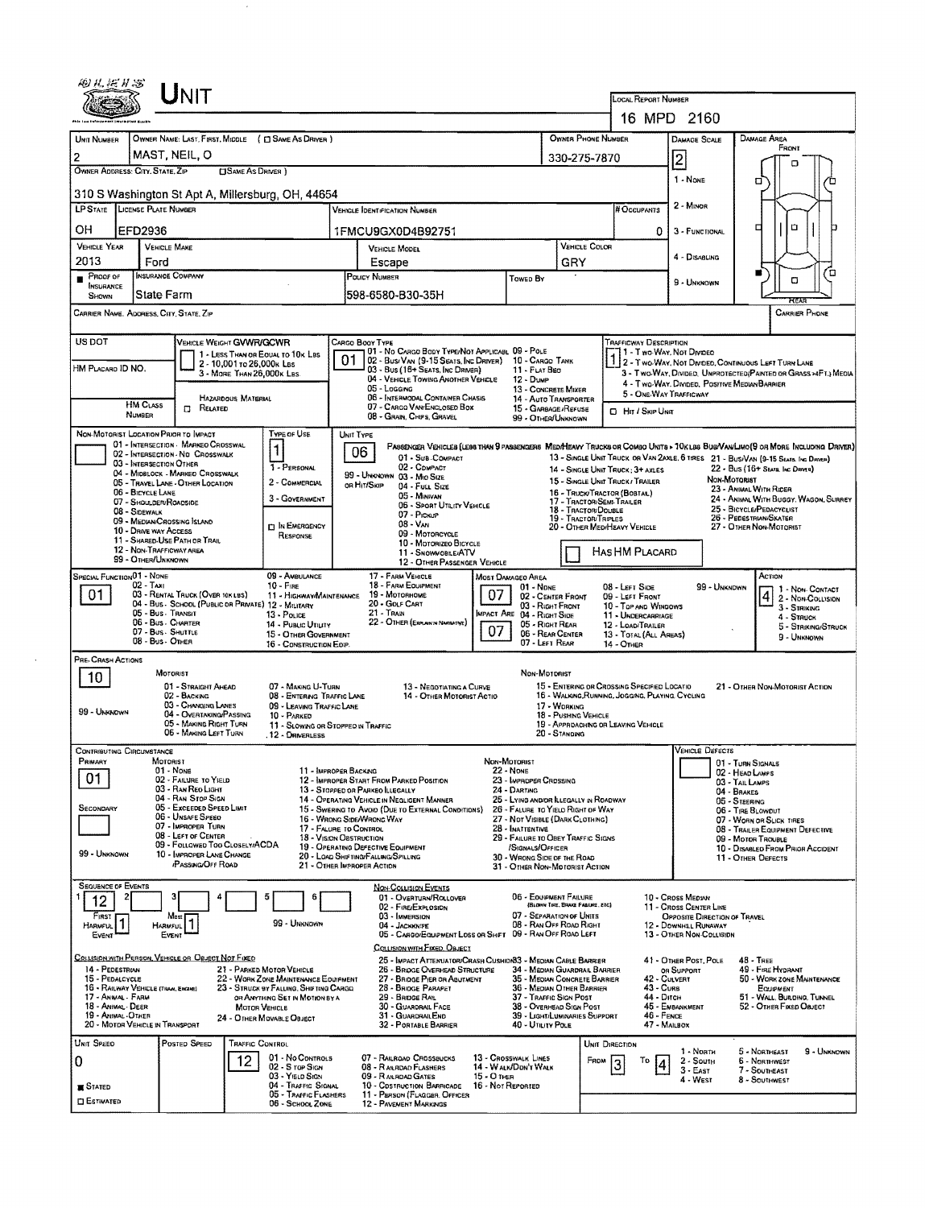# UNIT

LOCAL REPORT NUMBER: 16 MPD 2160

| UNIT NUMBER | OWNER NAME: LAST, FIRST, MIDDLE ( ☐ SAME AS DRIVER ) | OWNER PHONE NUMBER | DAMAGE SCALE | DAMAGE AREA |
|---|---|---|---|---|
| 2 | MAST, NEIL, O | 330-275-7870 | 2 | FRONT |

OWNER ADDRESS: CITY, STATE, ZIP ☐ SAME AS DRIVER )
310 S Washington St Apt A, Millersburg, OH, 44654

DAMAGE SCALE: 1 - NONE, 2 - MINOR, 3 - FUNCTIONAL, 4 - DISABLING, 9 - UNKNOWN

| LP STATE | LICENSE PLATE NUMBER | VEHICLE IDENTIFICATION NUMBER | # OCCUPANTS |
|---|---|---|---|
| OH | EFD2936 | 1FMCU9GX0D4B92751 | 0 |

| VEHICLE YEAR | VEHICLE MAKE | VEHICLE MODEL | VEHICLE COLOR |
|---|---|---|---|
| 2013 | Ford | Escape | GRY |

| PROOF OF INSURANCE SHOWN | INSURANCE COMPANY | POLICY NUMBER | TOWED BY |
|---|---|---|---|
| ■ | State Farm | 598-6580-B30-35H | |

CARRIER NAME, ADDRESS, CITY, STATE, ZIP | CARRIER PHONE

US DOT | VEHICLE WEIGHT GVWR/GCWR: 1 - LESS THAN OR EQUAL TO 10K LBS; 2 - 10,001 TO 26,000K LBS; 3 - MORE THAN 26,000K LBS.

HM PLACARD ID NO. | HM CLASS NUMBER | HAZARDOUS MATERIAL ☐ RELATED

CARGO BODY TYPE: 01
01 - NO CARGO BODY TYPE/NOT APPLICABLE; 02 - BUS/VAN (9-15 SEATS, INC DRIVER); 03 - BUS (16+ SEATS, INC DRIVER); 04 - VEHICLE TOWING ANOTHER VEHICLE; 05 - LOGGING; 06 - INTERMODAL CONTAINER CHASIS; 07 - CARGO VAN/ENCLOSED BOX; 08 - GRAIN, CHIPS, GRAVEL; 09 - POLE; 10 - CARGO TANK; 11 - FLAT BED; 12 - DUMP; 13 - CONCRETE MIXER; 14 - AUTO TRANSPORTER; 15 - GARBAGE/REFUSE; 99 - OTHER/UNKNOWN

TRAFFICWAY DESCRIPTION: 1
1 - TWO-WAY, NOT DIVIDED; 2 - TWO-WAY, NOT DIVIDED, CONTINUOUS LEFT TURN LANE; 3 - TWO-WAY, DIVIDED, UNPROTECTED (PAINTED OR GRASS >4FT.) MEDIA; 4 - TWO-WAY, DIVIDED, POSITIVE MEDIAN BARRIER; 5 - ONE-WAY TRAFFICWAY
☐ HIT / SKIP UNIT

NON-MOTORIST LOCATION PRIOR TO IMPACT: 01 - INTERSECTION - MARKED CROSSWALK; 02 - INTERSECTION - NO CROSSWALK; 03 - INTERSECTION OTHER; 04 - MIDBLOCK - MARKED CROSSWALK; 05 - TRAVEL LANE - OTHER LOCATION; 06 - BICYCLE LANE; 07 - SHOULDER/ROADSIDE; 08 - SIDEWALK; 09 - MEDIAN/CROSSING ISLAND; 10 - DRIVE WAY ACCESS; 11 - SHARED-USE PATH OR TRAIL; 12 - NON-TRAFFICWAY AREA; 99 - OTHER/UNKNOWN

TYPE OF USE: 1
1 - PERSONAL; 2 - COMMERCIAL; 3 - GOVERNMENT; ☐ IN EMERGENCY RESPONSE

UNIT TYPE: 06
PASSENGER VEHICLES (LESS THAN 9 PASSENGERS): 01 - SUB-COMPACT; 02 - COMPACT; 99 - UNKNOWN 03 - MID SIZE; OR HIT/SKIP 04 - FULL SIZE; 05 - MINIVAN; 06 - SPORT UTILITY VEHICLE; 07 - PICKUP; 08 - VAN; 09 - MOTORCYCLE; 10 - MOTORIZED BICYCLE; 11 - SNOWMOBILE/ATV; 12 - OTHER PASSENGER VEHICLE
MED/HEAVY TRUCKS OR COMBO UNITS > 10K LBS BUS/VAN/LIMO (9 OR MORE INCLUDING DRIVER): 13 - SINGLE UNIT TRUCK OR VAN 2AXLE, 6 TIRES; 14 - SINGLE UNIT TRUCK; 3+ AXLES; 15 - SINGLE UNIT TRUCK / TRAILER; 16 - TRUCK/TRACTOR (BOBTAIL); 17 - TRACTOR/SEMI-TRAILER; 18 - TRACTOR/DOUBLE; 19 - TRACTOR/TRIPLES; 20 - OTHER MED/HEAVY VEHICLE; 21 - BUS/VAN (9-15 SEATS, INC DRIVER); 22 - BUS (16+ SEATS, INC DRIVER)
NON-MOTORIST: 23 - ANIMAL WITH RIDER; 24 - ANIMAL WITH BUGGY, WAGON, SURREY; 25 - BICYCLE/PEDACYCLIST; 26 - PEDESTRIAN/SKATER; 27 - OTHER NON-MOTORIST
☐ HAS HM PLACARD

SPECIAL FUNCTION: 01
01 - NONE; 02 - TAXI; 03 - RENTAL TRUCK (OVER 10K LBS); 04 - BUS - SCHOOL (PUBLIC OR PRIVATE); 05 - BUS - TRANSIT; 06 - BUS - CHARTER; 07 - BUS - SHUTTLE; 08 - BUS - OTHER; 09 - AMBULANCE; 10 - FIRE; 11 - HIGHWAY/MAINTENANCE; 12 - MILITARY; 13 - POLICE; 14 - PUBLIC UTILITY; 15 - OTHER GOVERNMENT; 16 - CONSTRUCTION EQIP.; 17 - FARM VEHICLE; 18 - FARM EQUIPMENT; 19 - MOTORHOME; 20 - GOLF CART; 21 - TRAIN; 22 - OTHER (EXPLAIN IN NARRATIVE)

MOST DAMAGED AREA: 07 | IMPACT AREA: 07
01 - NONE; 02 - CENTER FRONT; 03 - RIGHT FRONT; 04 - RIGHT SIDE; 05 - RIGHT REAR; 06 - REAR CENTER; 07 - LEFT REAR; 08 - LEFT SIDE; 09 - LEFT FRONT; 10 - TOP AND WINDOWS; 11 - UNDERCARRIAGE; 12 - LOAD/TRAILER; 13 - TOTAL (ALL AREAS); 14 - OTHER; 99 - UNKNOWN

ACTION: 4
1 - NON-CONTACT; 2 - NON-COLLISION; 3 - STRIKING; 4 - STRUCK; 5 - STRIKING/STRUCK; 9 - UNKNOWN

PRE-CRASH ACTIONS: 10
MOTORIST: 01 - STRAIGHT AHEAD; 02 - BACKING; 03 - CHANGING LANES; 04 - OVERTAKING/PASSING; 05 - MAKING RIGHT TURN; 06 - MAKING LEFT TURN; 07 - MAKING U-TURN; 08 - ENTERING TRAFFIC LANE; 09 - LEAVING TRAFFIC LANE; 10 - PARKED; 11 - SLOWING OR STOPPED IN TRAFFIC; 12 - DRIVERLESS; 13 - NEGOTIATING A CURVE; 14 - OTHER MOTORIST ACTIO; 99 - UNKNOWN
NON-MOTORIST: 15 - ENTERING OR CROSSING SPECIFIED LOCATIO; 16 - WALKING, RUNNING, JOGGING, PLAYING, CYCLING; 17 - WORKING; 18 - PUSHING VEHICLE; 19 - APPROACHING OR LEAVING VEHICLE; 20 - STANDING; 21 - OTHER NON-MOTORIST ACTION

CONTRIBUTING CIRCUMSTANCE
PRIMARY: 01 | SECONDARY: | 99 - UNKNOWN
MOTORIST: 01 - NONE; 02 - FAILURE TO YIELD; 03 - RAN RED LIGHT; 04 - RAN STOP SIGN; 05 - EXCEEDED SPEED LIMIT; 06 - UNSAFE SPEED; 07 - IMPROPER TURN; 08 - LEFT OF CENTER; 09 - FOLLOWED TOO CLOSELY/ACDA; 10 - IMPROPER LANE CHANGE /PASSING/OFF ROAD; 11 - IMPROPER BACKING; 12 - IMPROPER START FROM PARKED POSITION; 13 - STOPPED OR PARKED ILLEGALLY; 14 - OPERATING VEHICLE IN NEGLIGENT MANNER; 15 - SWERING TO AVOID (DUE TO EXTERNAL CONDITIONS); 16 - WRONG SIDE/WRONG WAY; 17 - FAILURE TO CONTROL; 18 - VISION OBSTRUCTION; 19 - OPERATING DEFECTIVE EQUIPMENT; 20 - LOAD SHIFTING/FALLING/SPILLING; 21 - OTHER IMPROPER ACTION
NON-MOTORIST: 22 - NONE; 23 - IMPROPER CROSSING; 24 - DARTING; 25 - LYING AND/OR ILLEGALLY IN ROADWAY; 26 - FAILURE TO YIELD RIGHT OF WAY; 27 - NOT VISIBLE (DARK CLOTHING); 28 - INATTENTIVE; 29 - FAILURE TO OBEY TRAFFIC SIGNS /SIGNALS/OFFICER; 30 - WRONG SIDE OF THE ROAD; 31 - OTHER NON-MOTORIST ACTION
VEHICLE DEFECTS: 01 - TURN SIGNALS; 02 - HEAD LAMPS; 03 - TAIL LAMPS; 04 - BRAKES; 05 - STEERING; 06 - TIRE BLOWOUT; 07 - WORN OR SLICK TIRES; 08 - TRAILER EQUIPMENT DEFECTIVE; 09 - MOTOR TROUBLE; 10 - DISABLED FROM PRIOR ACCIDENT; 11 - OTHER DEFECTS

SEQUENCE OF EVENTS: 1: 12 | 2 | 3 | 4 | 5 | 6 | 99 - UNKNOWN
FIRST HARMFUL EVENT: 1 | MOST HARMFUL EVENT: 1
NON-COLLISION EVENTS: 01 - OVERTURN/ROLLOVER; 02 - FIRE/EXPLOSION; 03 - IMMERSION; 04 - JACKKNIFE; 05 - CARGO/EQUIPMENT LOSS OR SHIFT; 06 - EQUIPMENT FAILURE (BLOWN TIRE, BRAKE FAILURE, ETC); 07 - SEPARATION OF UNITS; 08 - RAN OFF ROAD RIGHT; 09 - RAN OFF ROAD LEFT; 10 - CROSS MEDIAN; 11 - CROSS CENTER LINE OPPOSITE DIRECTION OF TRAVEL; 12 - DOWNHILL RUNAWAY; 13 - OTHER NON-COLLISION
COLLISION WITH PERSON, VEHICLE OR OBJECT NOT FIXED: 14 - PEDESTRIAN; 15 - PEDALCYCLE; 16 - RAILWAY VEHICLE (TRAIN, ENGINE); 17 - ANIMAL - FARM; 18 - ANIMAL - DEER; 19 - ANIMAL - OTHER; 20 - MOTOR VEHICLE IN TRANSPORT; 21 - PARKED MOTOR VEHICLE; 22 - WORK ZONE MAINTENANCE EQUIPMENT; 23 - STRUCK BY FALLING, SHIFTING CARGO OR ANYTHING SET IN MOTION BY A MOTOR VEHICLE; 24 - OTHER MOVABLE OBJECT
COLLISION WITH FIXED OBJECT: 25 - IMPACT ATTENUATOR/CRASH CUSHION; 26 - BRIDGE OVERHEAD STRUCTURE; 27 - BRIDGE PIER OR ABUTMENT; 28 - BRIDGE PARAPET; 29 - BRIDGE RAIL; 30 - GUARDRAIL FACE; 31 - GUARDRAIL END; 32 - PORTABLE BARRIER; 33 - MEDIAN CABLE BARRIER; 34 - MEDIAN GUARDRAIL BARRIER; 35 - MEDIAN CONCRETE BARRIER; 36 - MEDIAN OTHER BARRIER; 37 - TRAFFIC SIGN POST; 38 - OVERHEAD SIGN POST; 39 - LIGHT/LUMINARIES SUPPORT; 40 - UTILITY POLE; 41 - OTHER POST, POLE OR SUPPORT; 42 - CULVERT; 43 - CURB; 44 - DITCH; 45 - EMBANKMENT; 46 - FENCE; 47 - MAILBOX; 48 - TREE; 49 - FIRE HYDRANT; 50 - WORK ZONE MAINTENANCE EQUIPMENT; 51 - WALL, BUILDING, TUNNEL; 52 - OTHER FIXED OBJECT

| UNIT SPEED | POSTED SPEED | TRAFFIC CONTROL | UNIT DIRECTION |
|---|---|---|---|
| 0 | | 12 | FROM 3 TO 4 |

■ STATED ☐ ESTIMATED

TRAFFIC CONTROL: 01 - NO CONTROLS; 02 - STOP SIGN; 03 - YIELD SIGN; 04 - TRAFFIC SIGNAL; 05 - TRAFFIC FLASHERS; 06 - SCHOOL ZONE; 07 - RAILROAD CROSSBUCKS; 08 - RAILROAD FLASHERS; 09 - RAILROAD GATES; 10 - COSTRUCTION BARRICADE; 11 - PERSON (FLAGGER, OFFICER); 12 - PAVEMENT MARKINGS; 13 - CROSSWALK LINES; 14 - WALK/DON'T WALK; 15 - OTHER; 16 - NOT REPORTED

UNIT DIRECTION: 1 - NORTH; 2 - SOUTH; 3 - EAST; 4 - WEST; 5 - NORTHEAST; 6 - NORTHWEST; 7 - SOUTHEAST; 8 - SOUTHWEST; 9 - UNKNOWN